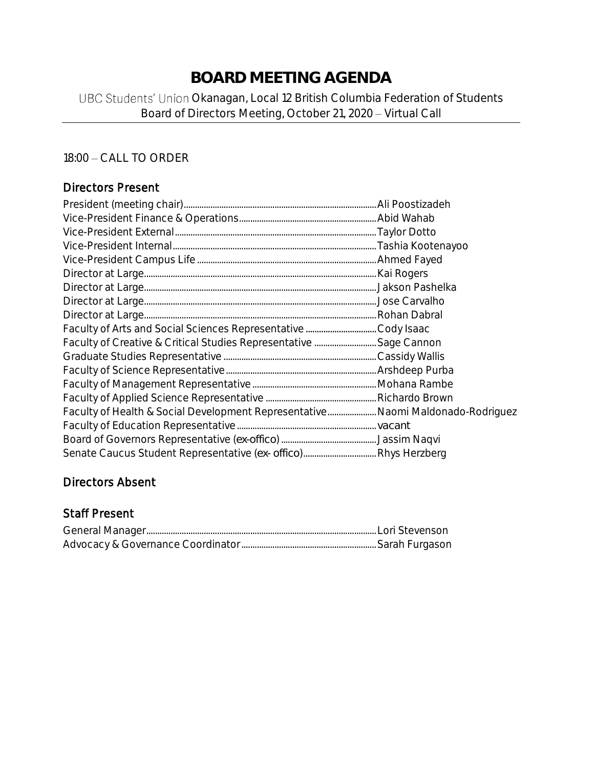# BOARD MEETING AGENDA

UBC Students' Union Okanagan, Local 12 British Columbia Federation of Students
Board of Directors Meeting, October 21, 2020 – Virtual Call

18:00 – CALL TO ORDER

## Directors Present

| Position | Name |
|---|---|
| President (meeting chair) | Ali Poostizadeh |
| Vice-President Finance & Operations | Abid Wahab |
| Vice-President External | Taylor Dotto |
| Vice-President Internal | Tashia Kootenayoo |
| Vice-President Campus Life | Ahmed Fayed |
| Director at Large | Kai Rogers |
| Director at Large | Jakson Pashelka |
| Director at Large | Jose Carvalho |
| Director at Large | Rohan Dabral |
| Faculty of Arts and Social Sciences Representative | Cody Isaac |
| Faculty of Creative & Critical Studies Representative | Sage Cannon |
| Graduate Studies Representative | Cassidy Wallis |
| Faculty of Science Representative | Arshdeep Purba |
| Faculty of Management Representative | Mohana Rambe |
| Faculty of Applied Science Representative | Richardo Brown |
| Faculty of Health & Social Development Representative | Naomi Maldonado-Rodriguez |
| Faculty of Education Representative | vacant |
| Board of Governors Representative (ex-offico) | Jassim Naqvi |
| Senate Caucus Student Representative (ex- offico) | Rhys Herzberg |

## Directors Absent

## Staff Present

| Position | Name |
|---|---|
| General Manager | Lori Stevenson |
| Advocacy & Governance Coordinator | Sarah Furgason |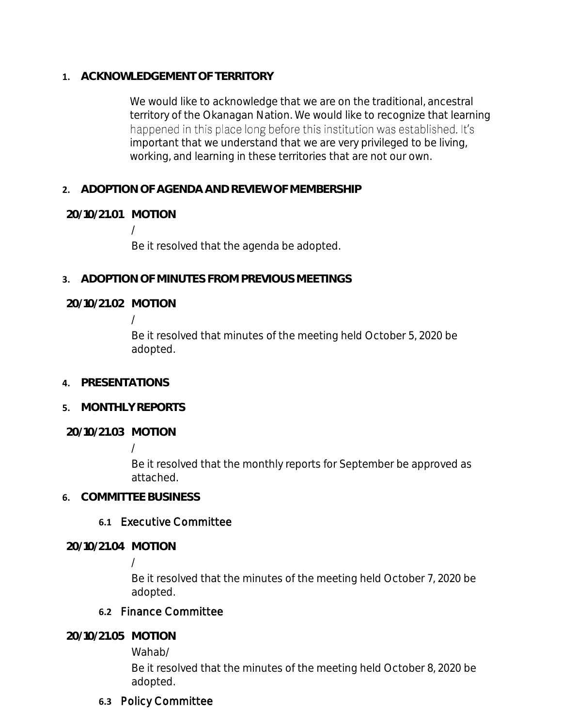## 1. ACKNOWLEDGEMENT OF TERRITORY

We would like to acknowledge that we are on the traditional, ancestral territory of the Okanagan Nation. We would like to recognize that learning happened in this place long before this institution was established. It's important that we understand that we are very privileged to be living, working, and learning in these territories that are not our own.

## 2. ADOPTION OF AGENDA AND REVIEW OF MEMBERSHIP

**20/10/21.01 MOTION**

/

Be it resolved that the agenda be adopted.

## 3. ADOPTION OF MINUTES FROM PREVIOUS MEETINGS

**20/10/21.02 MOTION**

/

Be it resolved that minutes of the meeting held October 5, 2020 be adopted.

## 4. PRESENTATIONS

## 5. MONTHLY REPORTS

**20/10/21.03 MOTION**

/

Be it resolved that the monthly reports for September be approved as attached.

## 6. COMMITTEE BUSINESS

### 6.1 Executive Committee

**20/10/21.04 MOTION**

/

Be it resolved that the minutes of the meeting held October 7, 2020 be adopted.

### 6.2 Finance Committee

**20/10/21.05 MOTION**

Wahab/

Be it resolved that the minutes of the meeting held October 8, 2020 be adopted.

### 6.3 Policy Committee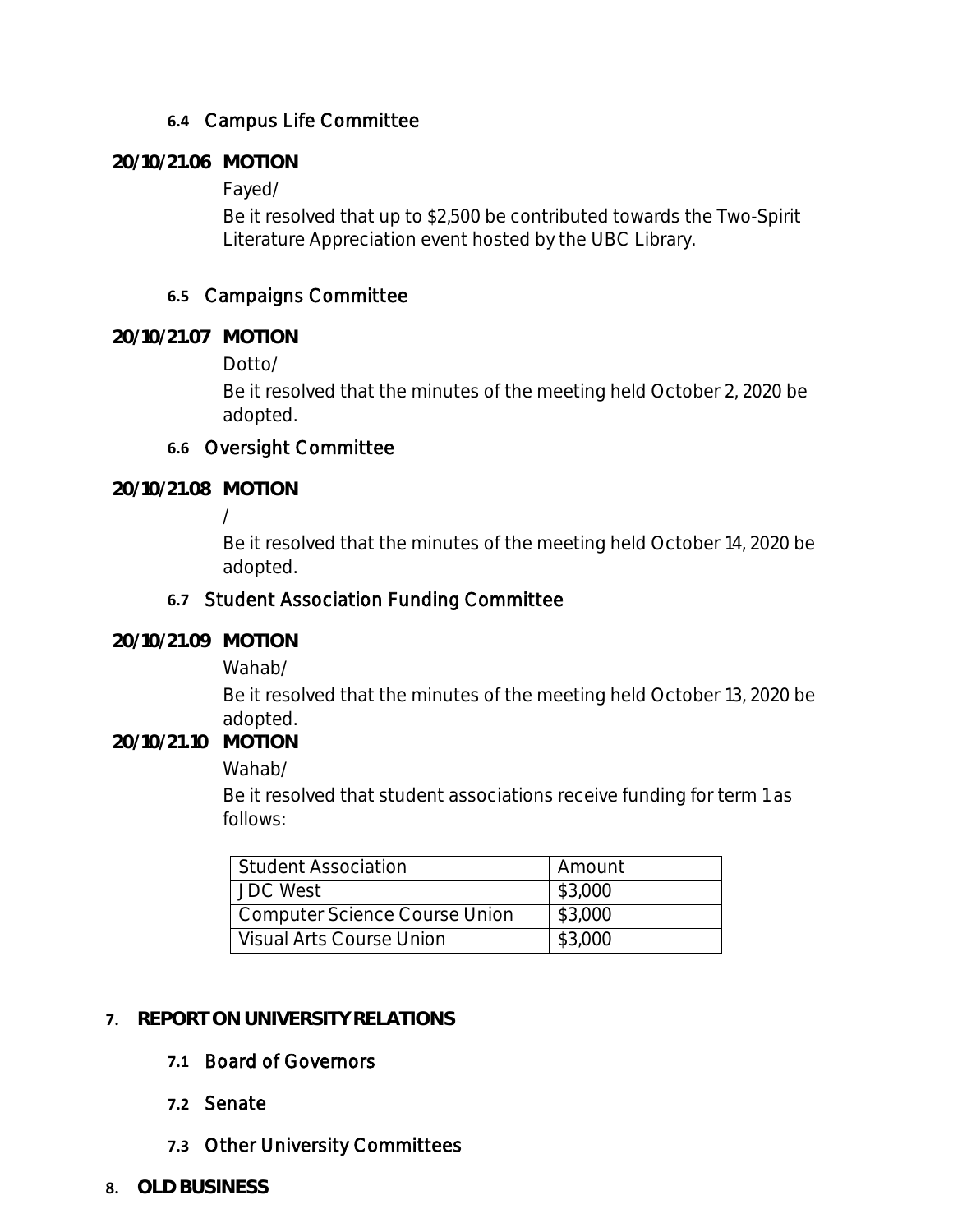### 6.4 Campus Life Committee

**20/10/21.06 MOTION**

Fayed/

Be it resolved that up to $2,500 be contributed towards the Two-Spirit Literature Appreciation event hosted by the UBC Library.

### 6.5 Campaigns Committee

**20/10/21.07 MOTION**

Dotto/

Be it resolved that the minutes of the meeting held October 2, 2020 be adopted.

### 6.6 Oversight Committee

**20/10/21.08 MOTION**

/

Be it resolved that the minutes of the meeting held October 14, 2020 be adopted.

### 6.7 Student Association Funding Committee

**20/10/21.09 MOTION**

Wahab/

Be it resolved that the minutes of the meeting held October 13, 2020 be adopted.

**20/10/21.10 MOTION**

Wahab/

Be it resolved that student associations receive funding for term 1 as follows:

| Student Association | Amount |
|---|---|
| JDC West | $3,000 |
| Computer Science Course Union | $3,000 |
| Visual Arts Course Union | $3,000 |

## 7. REPORT ON UNIVERSITY RELATIONS

### 7.1 Board of Governors

### 7.2 Senate

### 7.3 Other University Committees

## 8. OLD BUSINESS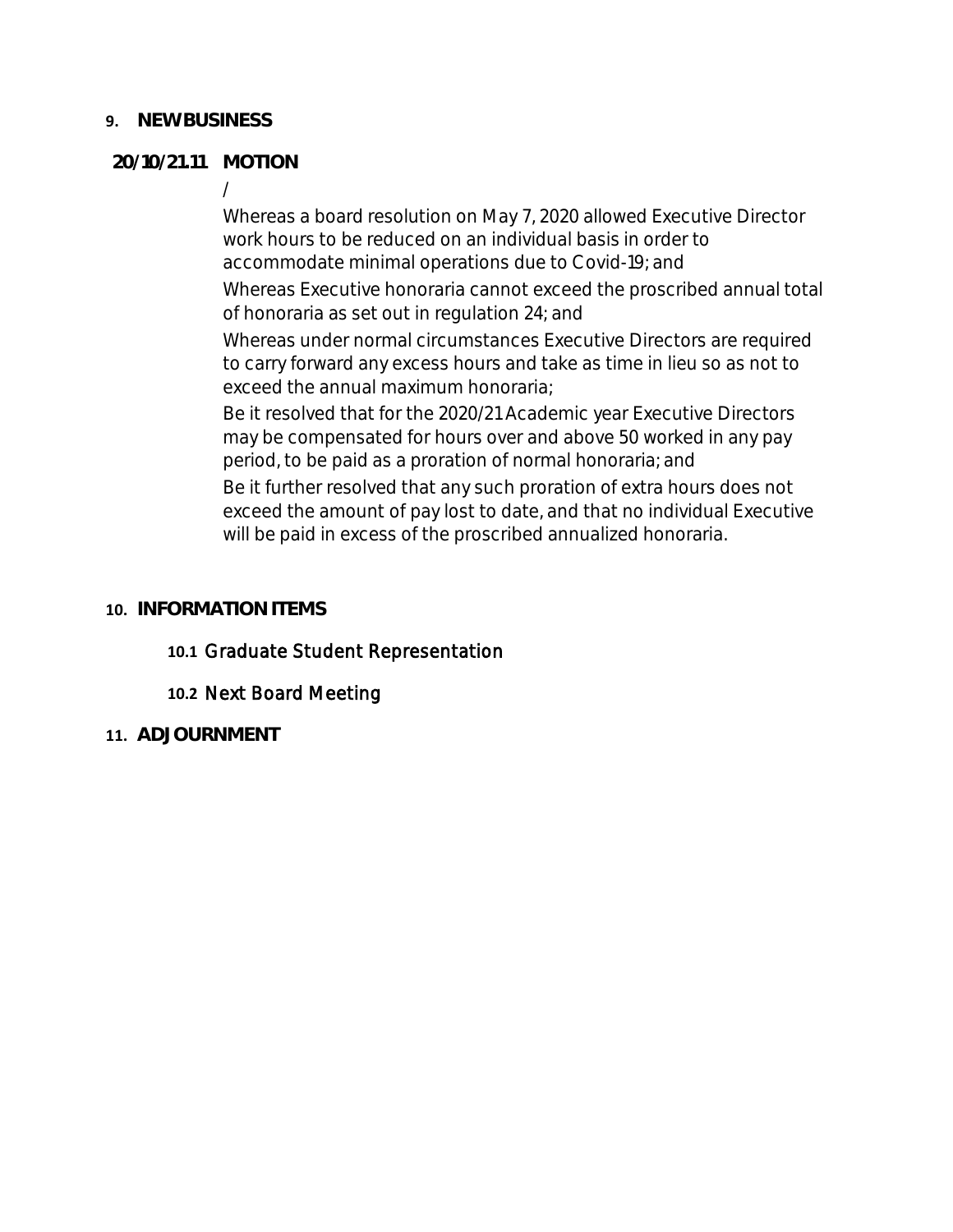## 9. NEW BUSINESS

**20/10/21.11 MOTION**

/

Whereas a board resolution on May 7, 2020 allowed Executive Director work hours to be reduced on an individual basis in order to accommodate minimal operations due to Covid-19; and

Whereas Executive honoraria cannot exceed the proscribed annual total of honoraria as set out in regulation 24; and

Whereas under normal circumstances Executive Directors are required to carry forward any excess hours and take as time in lieu so as not to exceed the annual maximum honoraria;

Be it resolved that for the 2020/21 Academic year Executive Directors may be compensated for hours over and above 50 worked in any pay period, to be paid as a proration of normal honoraria; and

Be it further resolved that any such proration of extra hours does not exceed the amount of pay lost to date, and that no individual Executive will be paid in excess of the proscribed annualized honoraria.

## 10. INFORMATION ITEMS

**10.1** Graduate Student Representation

**10.2** Next Board Meeting

## 11. ADJOURNMENT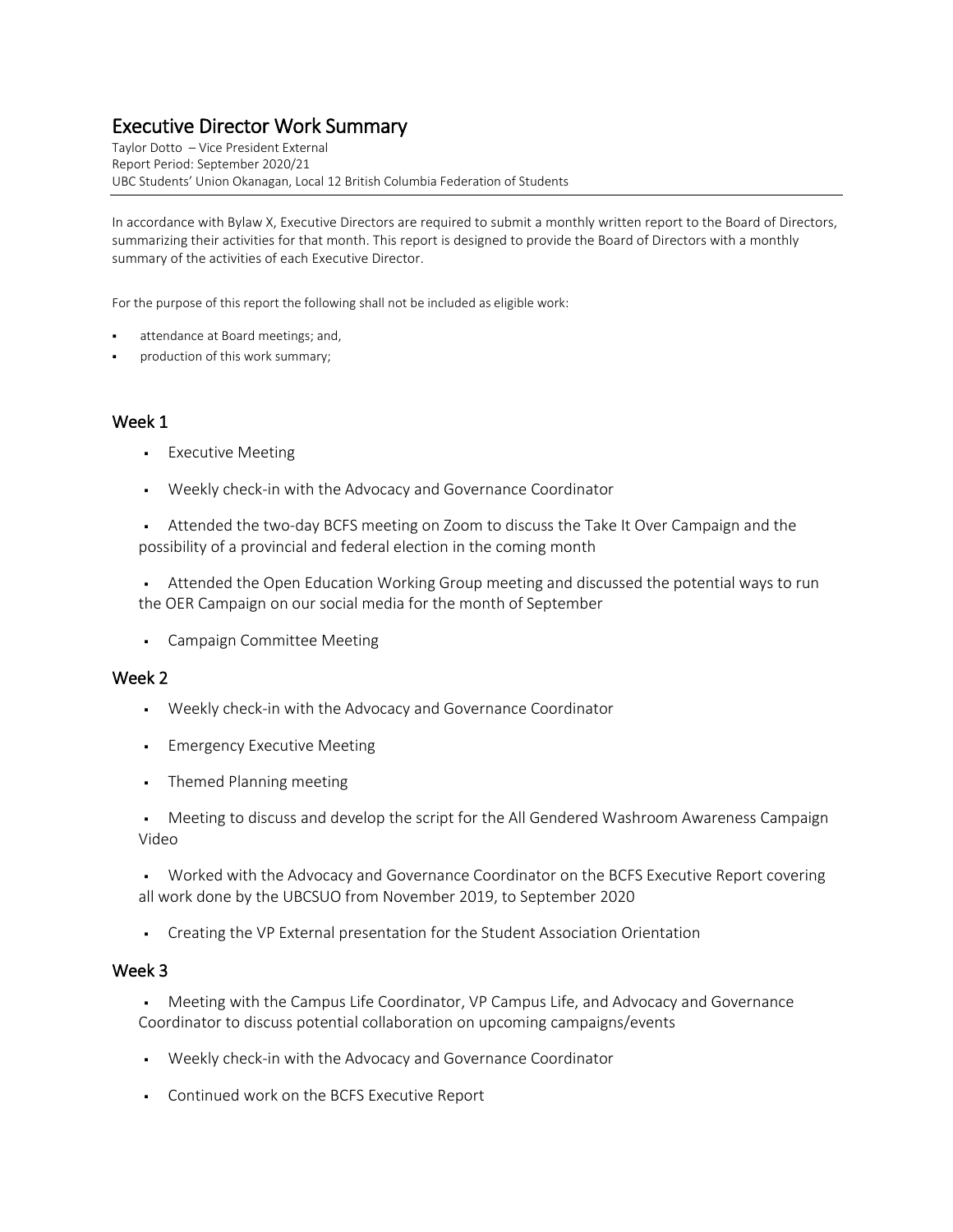# Executive Director Work Summary

Taylor Dotto – Vice President External
Report Period: September 2020/21
UBC Students' Union Okanagan, Local 12 British Columbia Federation of Students

In accordance with Bylaw X, Executive Directors are required to submit a monthly written report to the Board of Directors, summarizing their activities for that month. This report is designed to provide the Board of Directors with a monthly summary of the activities of each Executive Director.

For the purpose of this report the following shall not be included as eligible work:

- attendance at Board meetings; and,
- production of this work summary;

## Week 1

- Executive Meeting
- Weekly check-in with the Advocacy and Governance Coordinator
- Attended the two-day BCFS meeting on Zoom to discuss the Take It Over Campaign and the possibility of a provincial and federal election in the coming month
- Attended the Open Education Working Group meeting and discussed the potential ways to run the OER Campaign on our social media for the month of September
- Campaign Committee Meeting

## Week 2

- Weekly check-in with the Advocacy and Governance Coordinator
- Emergency Executive Meeting
- Themed Planning meeting
- Meeting to discuss and develop the script for the All Gendered Washroom Awareness Campaign Video
- Worked with the Advocacy and Governance Coordinator on the BCFS Executive Report covering all work done by the UBCSUO from November 2019, to September 2020
- Creating the VP External presentation for the Student Association Orientation

## Week 3

- Meeting with the Campus Life Coordinator, VP Campus Life, and Advocacy and Governance Coordinator to discuss potential collaboration on upcoming campaigns/events
- Weekly check-in with the Advocacy and Governance Coordinator
- Continued work on the BCFS Executive Report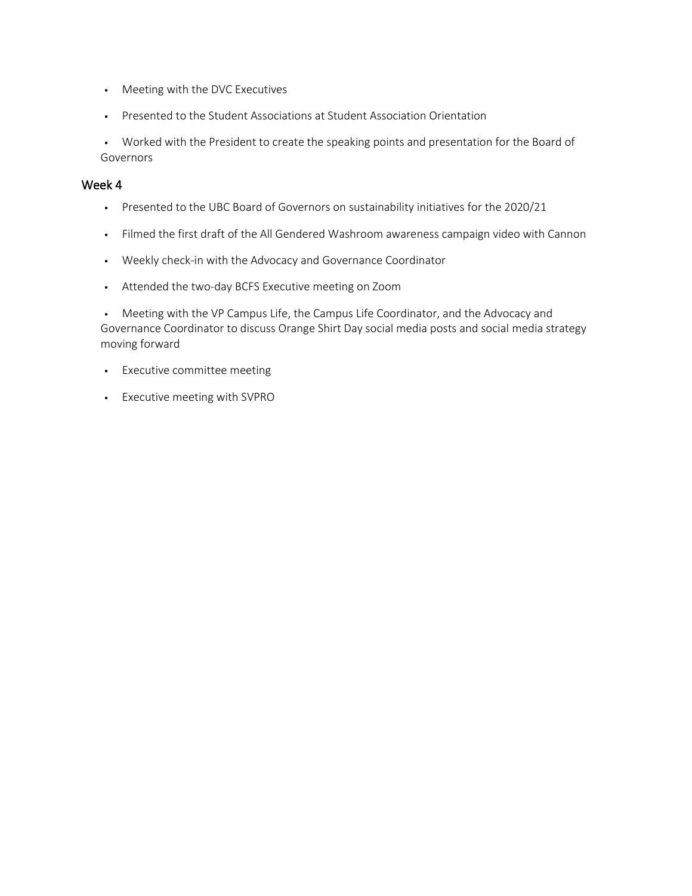- Meeting with the DVC Executives
- Presented to the Student Associations at Student Association Orientation
- Worked with the President to create the speaking points and presentation for the Board of Governors

## Week 4

- Presented to the UBC Board of Governors on sustainability initiatives for the 2020/21
- Filmed the first draft of the All Gendered Washroom awareness campaign video with Cannon
- Weekly check-in with the Advocacy and Governance Coordinator
- Attended the two-day BCFS Executive meeting on Zoom
- Meeting with the VP Campus Life, the Campus Life Coordinator, and the Advocacy and Governance Coordinator to discuss Orange Shirt Day social media posts and social media strategy moving forward
- Executive committee meeting
- Executive meeting with SVPRO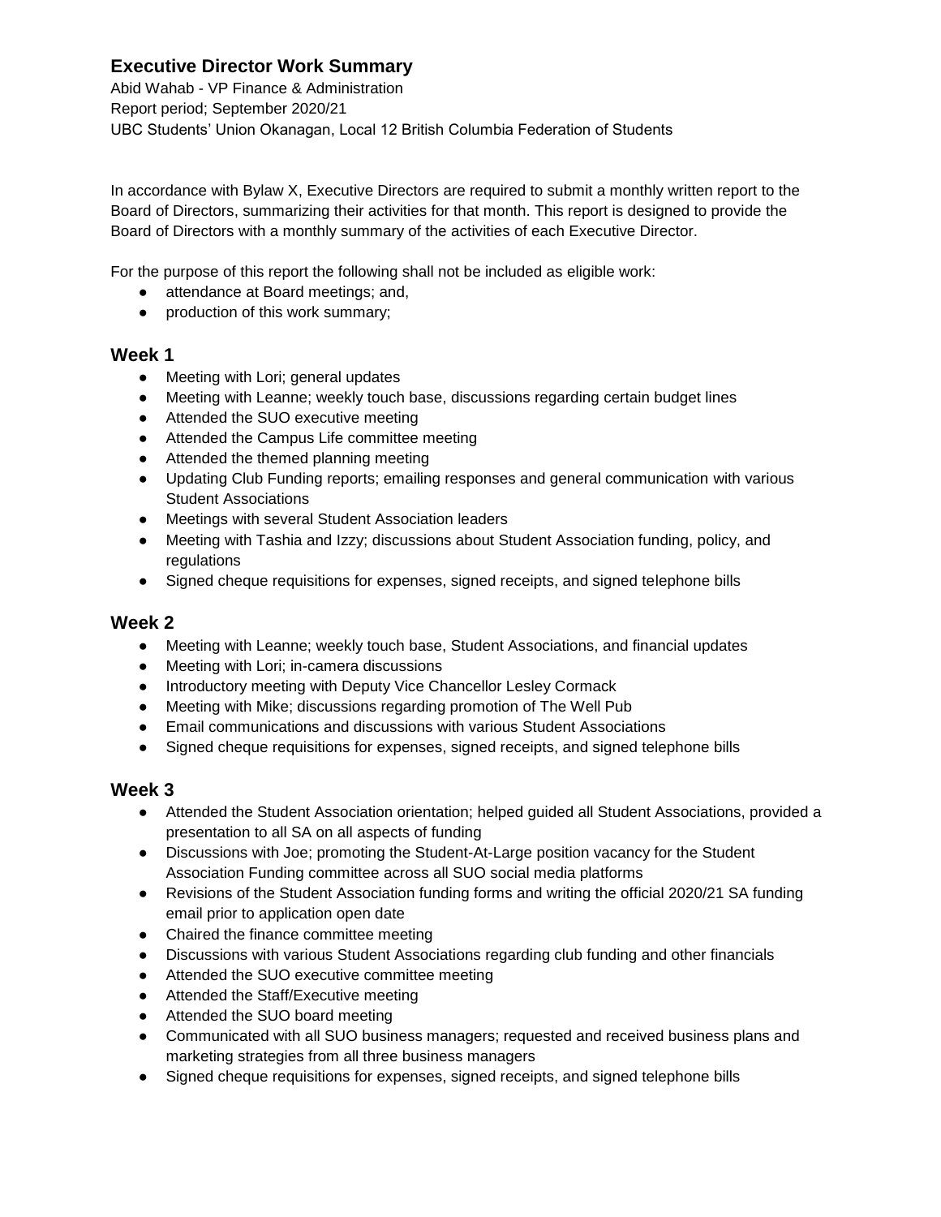## Executive Director Work Summary

Abid Wahab - VP Finance & Administration
Report period; September 2020/21
UBC Students' Union Okanagan, Local 12 British Columbia Federation of Students

In accordance with Bylaw X, Executive Directors are required to submit a monthly written report to the Board of Directors, summarizing their activities for that month. This report is designed to provide the Board of Directors with a monthly summary of the activities of each Executive Director.

For the purpose of this report the following shall not be included as eligible work:

- attendance at Board meetings; and,
- production of this work summary;

### Week 1

- Meeting with Lori; general updates
- Meeting with Leanne; weekly touch base, discussions regarding certain budget lines
- Attended the SUO executive meeting
- Attended the Campus Life committee meeting
- Attended the themed planning meeting
- Updating Club Funding reports; emailing responses and general communication with various Student Associations
- Meetings with several Student Association leaders
- Meeting with Tashia and Izzy; discussions about Student Association funding, policy, and regulations
- Signed cheque requisitions for expenses, signed receipts, and signed telephone bills

### Week 2

- Meeting with Leanne; weekly touch base, Student Associations, and financial updates
- Meeting with Lori; in-camera discussions
- Introductory meeting with Deputy Vice Chancellor Lesley Cormack
- Meeting with Mike; discussions regarding promotion of The Well Pub
- Email communications and discussions with various Student Associations
- Signed cheque requisitions for expenses, signed receipts, and signed telephone bills

### Week 3

- Attended the Student Association orientation; helped guided all Student Associations, provided a presentation to all SA on all aspects of funding
- Discussions with Joe; promoting the Student-At-Large position vacancy for the Student Association Funding committee across all SUO social media platforms
- Revisions of the Student Association funding forms and writing the official 2020/21 SA funding email prior to application open date
- Chaired the finance committee meeting
- Discussions with various Student Associations regarding club funding and other financials
- Attended the SUO executive committee meeting
- Attended the Staff/Executive meeting
- Attended the SUO board meeting
- Communicated with all SUO business managers; requested and received business plans and marketing strategies from all three business managers
- Signed cheque requisitions for expenses, signed receipts, and signed telephone bills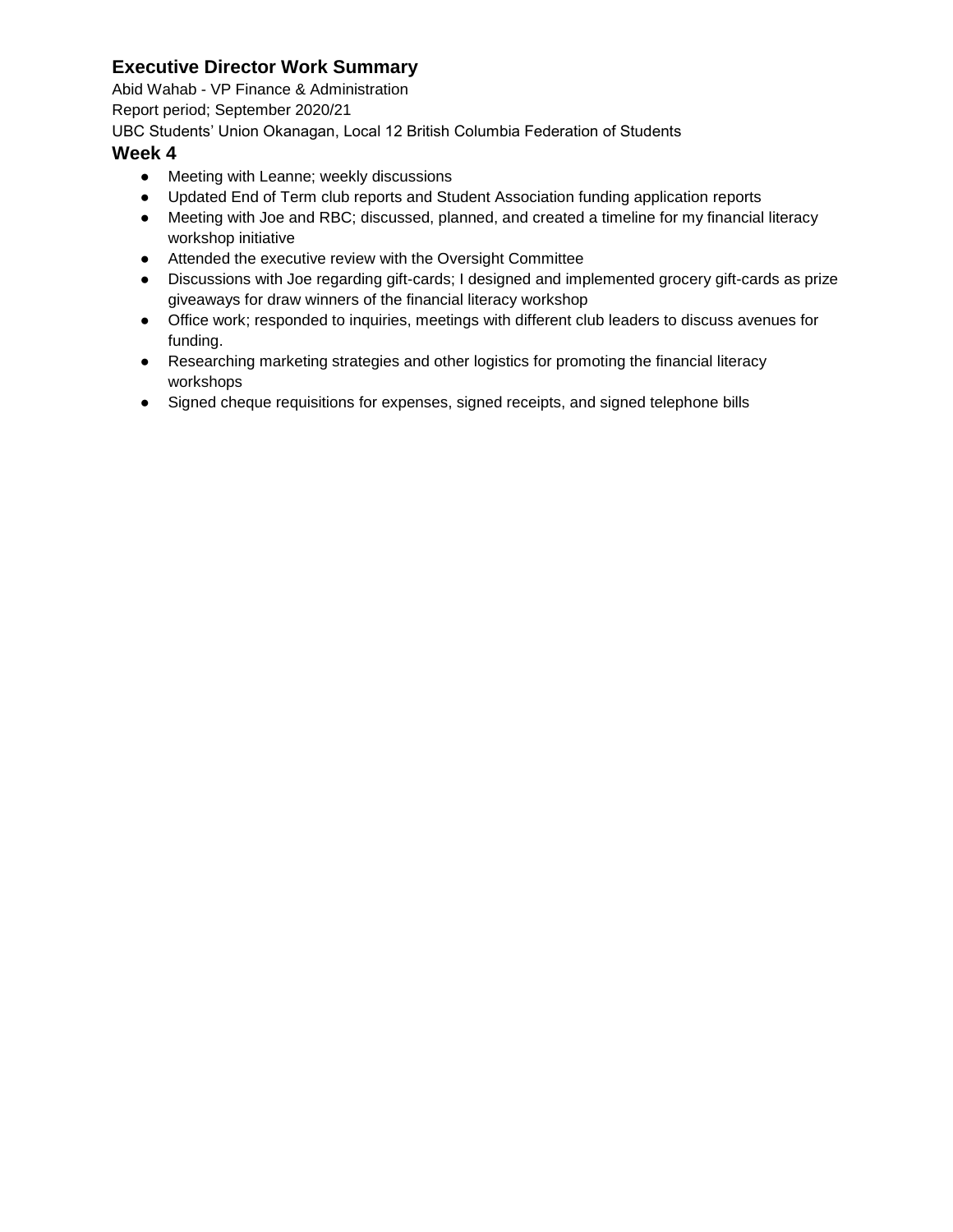## Executive Director Work Summary

Abid Wahab - VP Finance & Administration

Report period; September 2020/21

UBC Students' Union Okanagan, Local 12 British Columbia Federation of Students

### Week 4

- Meeting with Leanne; weekly discussions
- Updated End of Term club reports and Student Association funding application reports
- Meeting with Joe and RBC; discussed, planned, and created a timeline for my financial literacy workshop initiative
- Attended the executive review with the Oversight Committee
- Discussions with Joe regarding gift-cards; I designed and implemented grocery gift-cards as prize giveaways for draw winners of the financial literacy workshop
- Office work; responded to inquiries, meetings with different club leaders to discuss avenues for funding.
- Researching marketing strategies and other logistics for promoting the financial literacy workshops
- Signed cheque requisitions for expenses, signed receipts, and signed telephone bills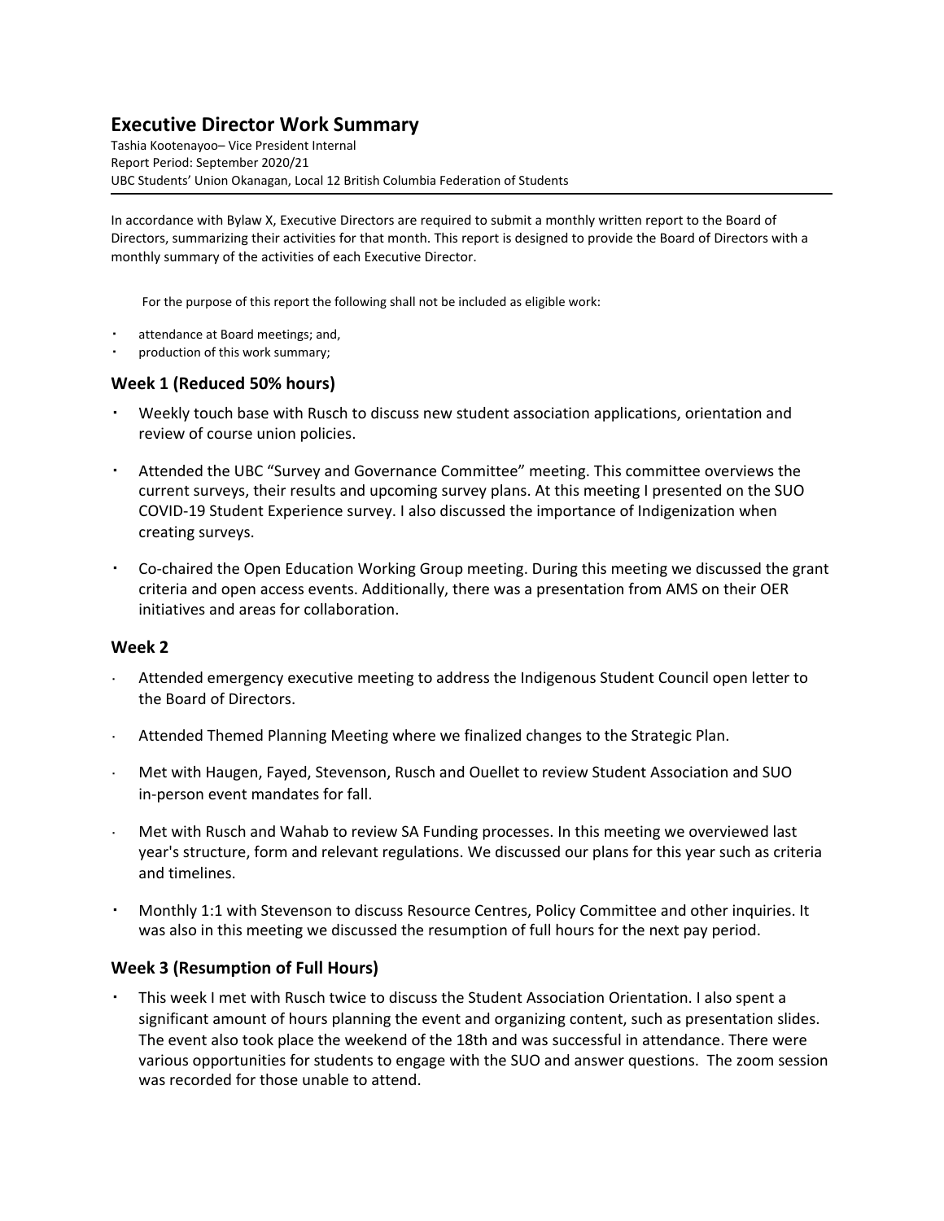## Executive Director Work Summary

Tashia Kootenayoo– Vice President Internal
Report Period: September 2020/21
UBC Students' Union Okanagan, Local 12 British Columbia Federation of Students

In accordance with Bylaw X, Executive Directors are required to submit a monthly written report to the Board of Directors, summarizing their activities for that month. This report is designed to provide the Board of Directors with a monthly summary of the activities of each Executive Director.

For the purpose of this report the following shall not be included as eligible work:

- attendance at Board meetings; and,
- production of this work summary;

### Week 1 (Reduced 50% hours)

- Weekly touch base with Rusch to discuss new student association applications, orientation and review of course union policies.
- Attended the UBC "Survey and Governance Committee" meeting. This committee overviews the current surveys, their results and upcoming survey plans. At this meeting I presented on the SUO COVID-19 Student Experience survey. I also discussed the importance of Indigenization when creating surveys.
- Co-chaired the Open Education Working Group meeting. During this meeting we discussed the grant criteria and open access events. Additionally, there was a presentation from AMS on their OER initiatives and areas for collaboration.

### Week 2

- Attended emergency executive meeting to address the Indigenous Student Council open letter to the Board of Directors.
- Attended Themed Planning Meeting where we finalized changes to the Strategic Plan.
- Met with Haugen, Fayed, Stevenson, Rusch and Ouellet to review Student Association and SUO in-person event mandates for fall.
- Met with Rusch and Wahab to review SA Funding processes. In this meeting we overviewed last year's structure, form and relevant regulations. We discussed our plans for this year such as criteria and timelines.
- Monthly 1:1 with Stevenson to discuss Resource Centres, Policy Committee and other inquiries. It was also in this meeting we discussed the resumption of full hours for the next pay period.

### Week 3 (Resumption of Full Hours)

- This week I met with Rusch twice to discuss the Student Association Orientation. I also spent a significant amount of hours planning the event and organizing content, such as presentation slides. The event also took place the weekend of the 18th and was successful in attendance. There were various opportunities for students to engage with the SUO and answer questions. The zoom session was recorded for those unable to attend.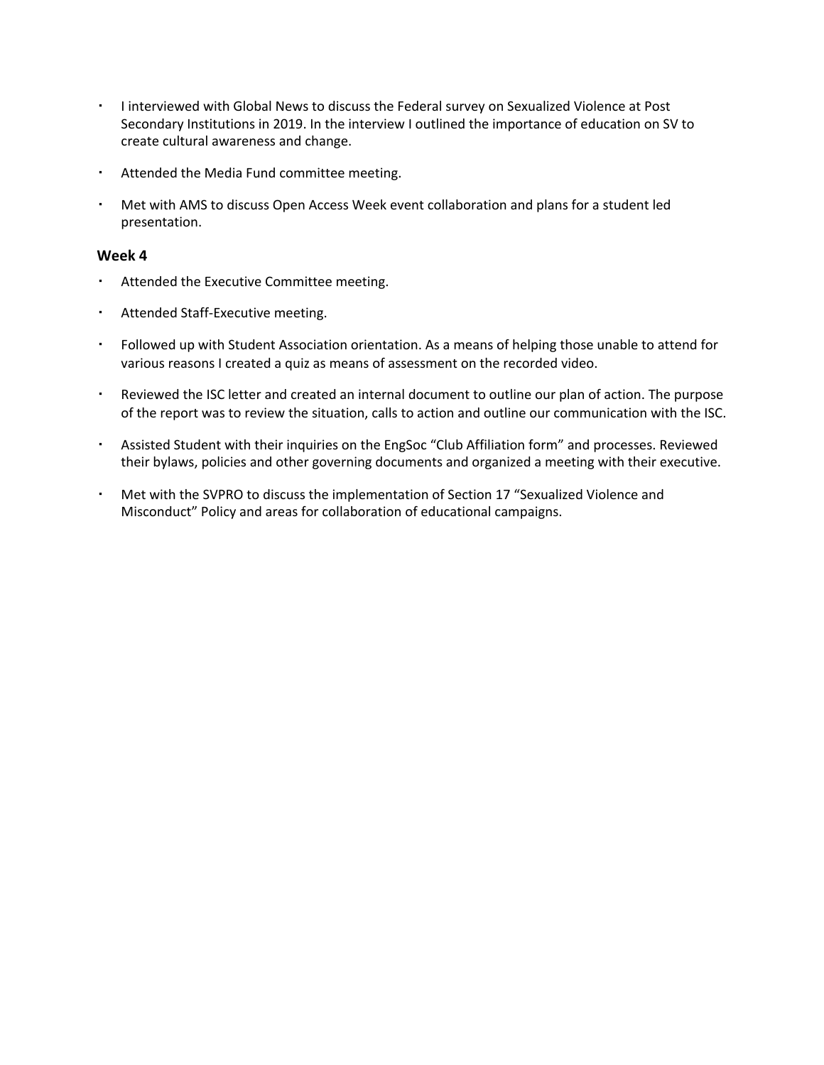- I interviewed with Global News to discuss the Federal survey on Sexualized Violence at Post Secondary Institutions in 2019. In the interview I outlined the importance of education on SV to create cultural awareness and change.
- Attended the Media Fund committee meeting.
- Met with AMS to discuss Open Access Week event collaboration and plans for a student led presentation.

**Week 4**

- Attended the Executive Committee meeting.
- Attended Staff-Executive meeting.
- Followed up with Student Association orientation. As a means of helping those unable to attend for various reasons I created a quiz as means of assessment on the recorded video.
- Reviewed the ISC letter and created an internal document to outline our plan of action. The purpose of the report was to review the situation, calls to action and outline our communication with the ISC.
- Assisted Student with their inquiries on the EngSoc "Club Affiliation form" and processes. Reviewed their bylaws, policies and other governing documents and organized a meeting with their executive.
- Met with the SVPRO to discuss the implementation of Section 17 "Sexualized Violence and Misconduct" Policy and areas for collaboration of educational campaigns.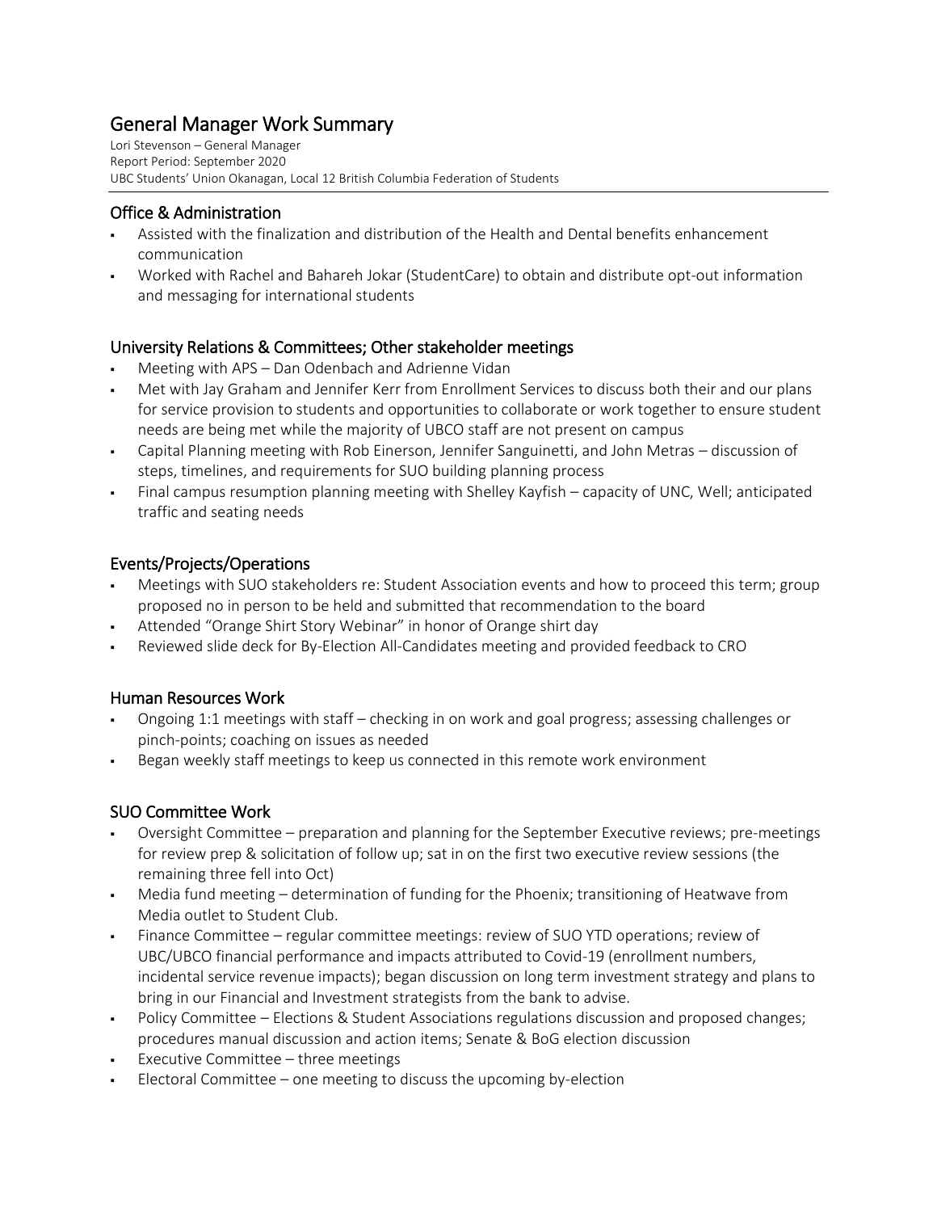# General Manager Work Summary

Lori Stevenson – General Manager
Report Period: September 2020
UBC Students' Union Okanagan, Local 12 British Columbia Federation of Students

## Office & Administration

- Assisted with the finalization and distribution of the Health and Dental benefits enhancement communication
- Worked with Rachel and Bahareh Jokar (StudentCare) to obtain and distribute opt-out information and messaging for international students

## University Relations & Committees; Other stakeholder meetings

- Meeting with APS – Dan Odenbach and Adrienne Vidan
- Met with Jay Graham and Jennifer Kerr from Enrollment Services to discuss both their and our plans for service provision to students and opportunities to collaborate or work together to ensure student needs are being met while the majority of UBCO staff are not present on campus
- Capital Planning meeting with Rob Einerson, Jennifer Sanguinetti, and John Metras – discussion of steps, timelines, and requirements for SUO building planning process
- Final campus resumption planning meeting with Shelley Kayfish – capacity of UNC, Well; anticipated traffic and seating needs

## Events/Projects/Operations

- Meetings with SUO stakeholders re: Student Association events and how to proceed this term; group proposed no in person to be held and submitted that recommendation to the board
- Attended "Orange Shirt Story Webinar" in honor of Orange shirt day
- Reviewed slide deck for By-Election All-Candidates meeting and provided feedback to CRO

## Human Resources Work

- Ongoing 1:1 meetings with staff – checking in on work and goal progress; assessing challenges or pinch-points; coaching on issues as needed
- Began weekly staff meetings to keep us connected in this remote work environment

## SUO Committee Work

- Oversight Committee – preparation and planning for the September Executive reviews; pre-meetings for review prep & solicitation of follow up; sat in on the first two executive review sessions (the remaining three fell into Oct)
- Media fund meeting – determination of funding for the Phoenix; transitioning of Heatwave from Media outlet to Student Club.
- Finance Committee – regular committee meetings: review of SUO YTD operations; review of UBC/UBCO financial performance and impacts attributed to Covid-19 (enrollment numbers, incidental service revenue impacts); began discussion on long term investment strategy and plans to bring in our Financial and Investment strategists from the bank to advise.
- Policy Committee – Elections & Student Associations regulations discussion and proposed changes; procedures manual discussion and action items; Senate & BoG election discussion
- Executive Committee – three meetings
- Electoral Committee – one meeting to discuss the upcoming by-election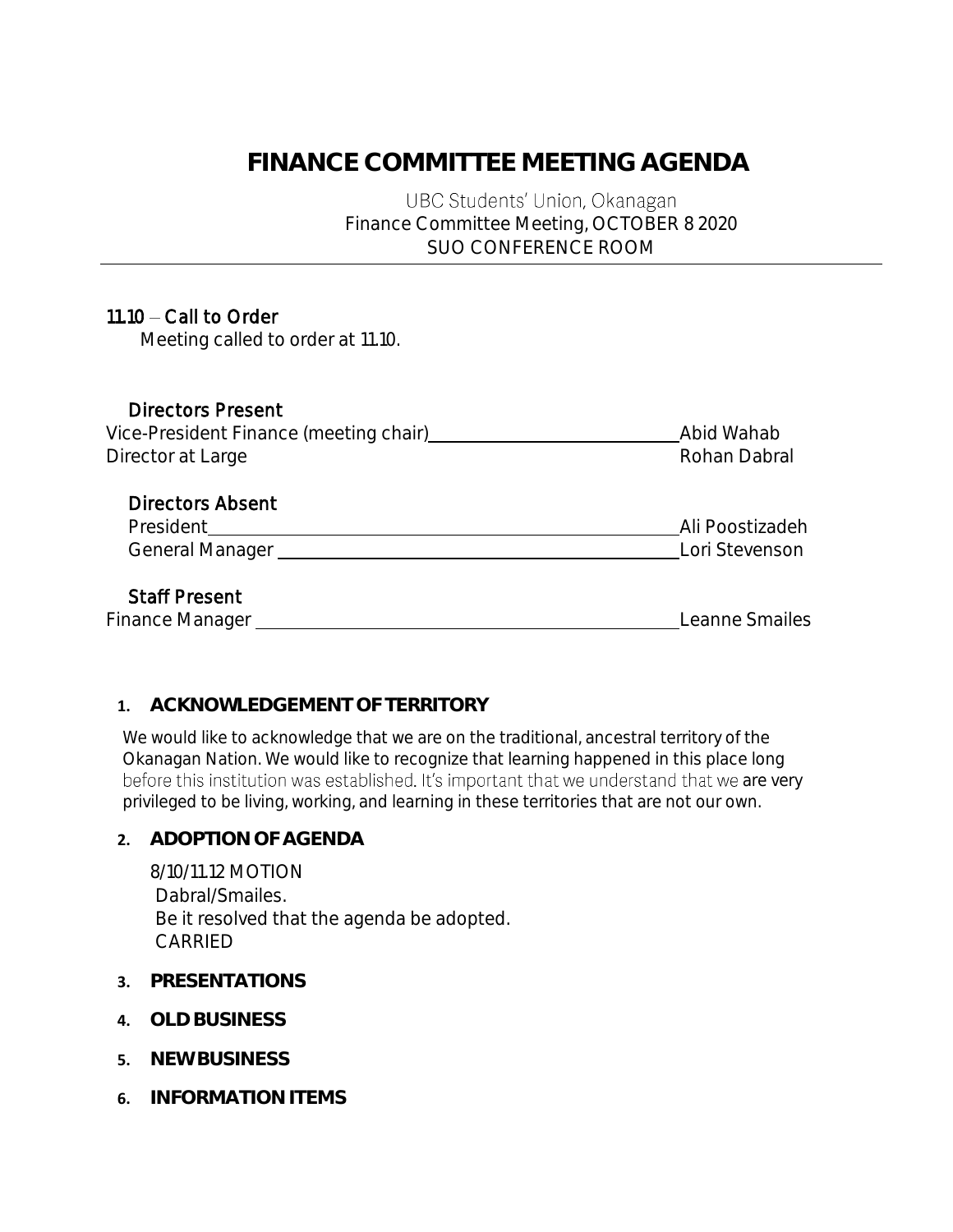// FINANCE COMMITTEE MEETING AGENDA

UBC Students' Union, Okanagan
Finance Committee Meeting, OCTOBER 8 2020
SUO CONFERENCE ROOM

---

### 11.10 – Call to Order

Meeting called to order at 11.10.

### Directors Present

| | |
|---|---|
| Vice-President Finance (meeting chair) | Abid Wahab |
| Director at Large | Rohan Dabral |

### Directors Absent

| | |
|---|---|
| President | Ali Poostizadeh |
| General Manager | Lori Stevenson |

### Staff Present

| | |
|---|---|
| Finance Manager | Leanne Smailes |

## 1. ACKNOWLEDGEMENT OF TERRITORY

We would like to acknowledge that we are on the traditional, ancestral territory of the Okanagan Nation. We would like to recognize that learning happened in this place long before this institution was established. It's important that we understand that we are very privileged to be living, working, and learning in these territories that are not our own.

## 2. ADOPTION OF AGENDA

8/10/11.12 MOTION
Dabral/Smailes.
Be it resolved that the agenda be adopted.
CARRIED

## 3. PRESENTATIONS

## 4. OLD BUSINESS

## 5. NEW BUSINESS

## 6. INFORMATION ITEMS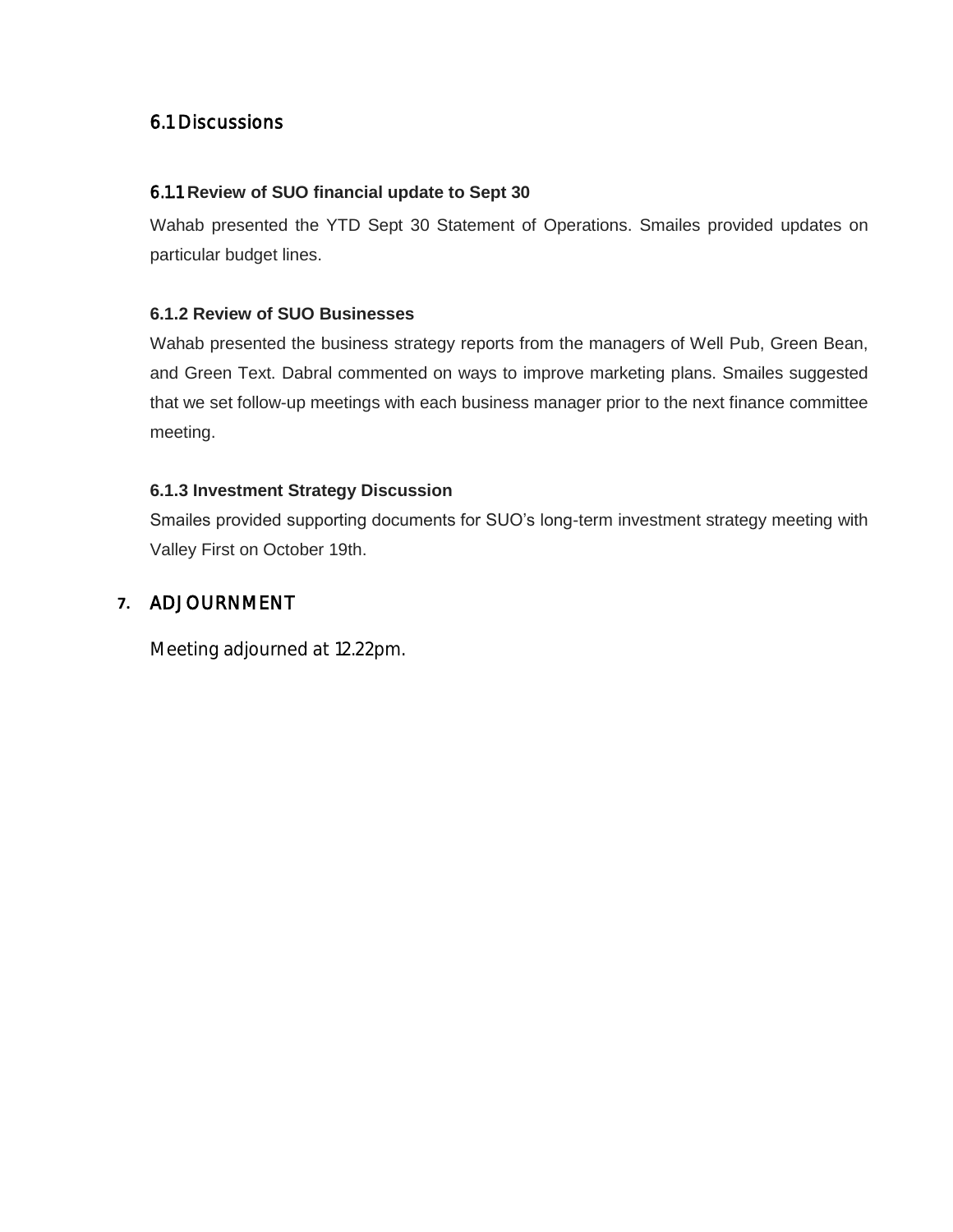## 6.1 Discussions

### 6.1.1 Review of SUO financial update to Sept 30

Wahab presented the YTD Sept 30 Statement of Operations. Smailes provided updates on particular budget lines.

### 6.1.2 Review of SUO Businesses

Wahab presented the business strategy reports from the managers of Well Pub, Green Bean, and Green Text. Dabral commented on ways to improve marketing plans. Smailes suggested that we set follow-up meetings with each business manager prior to the next finance committee meeting.

### 6.1.3 Investment Strategy Discussion

Smailes provided supporting documents for SUO's long-term investment strategy meeting with Valley First on October 19th.

## 7. ADJOURNMENT

Meeting adjourned at 12.22pm.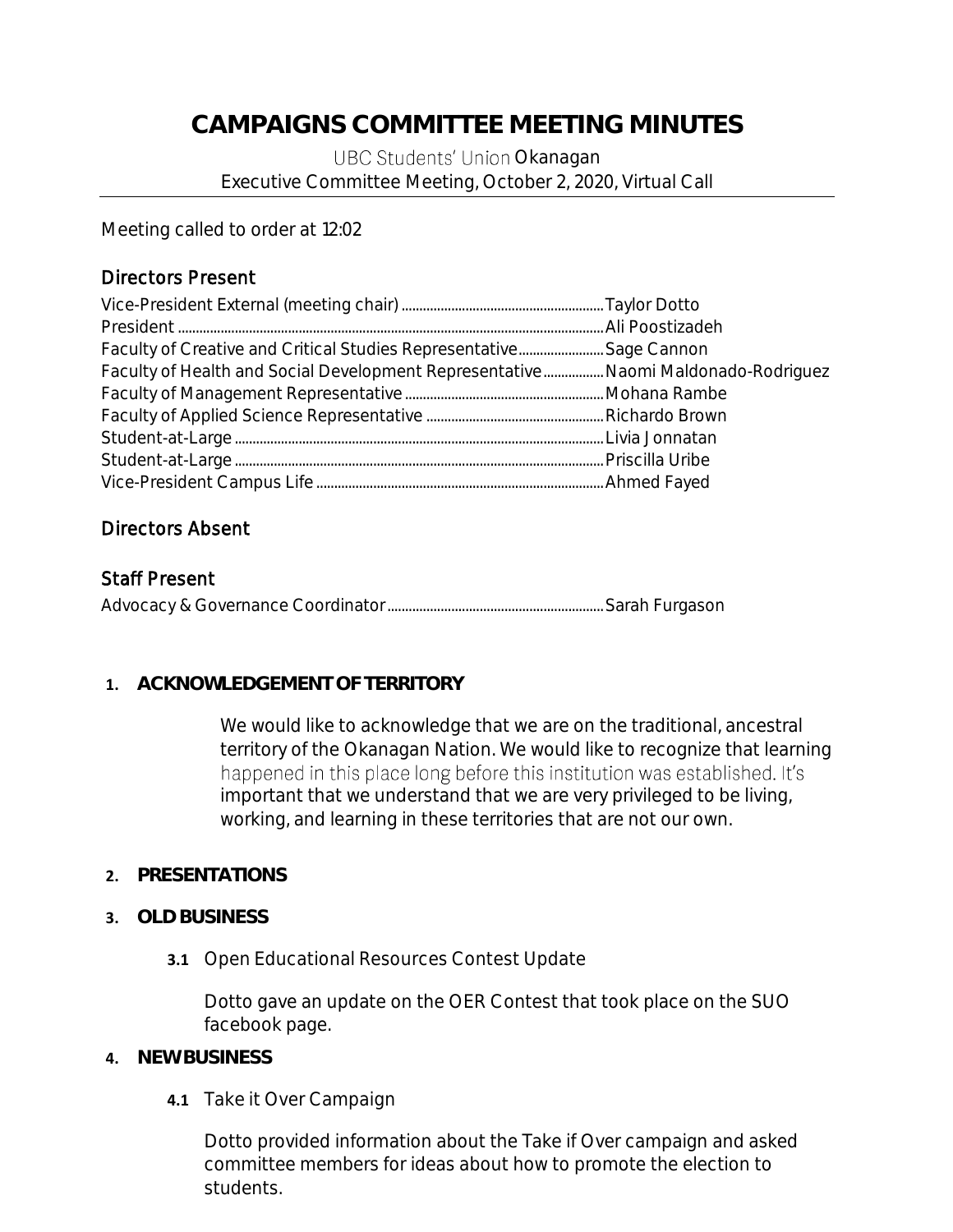# CAMPAIGNS COMMITTEE MEETING MINUTES

UBC Students' Union Okanagan
Executive Committee Meeting, October 2, 2020, Virtual Call

Meeting called to order at 12:02

## Directors Present

Vice-President External (meeting chair) .......... Taylor Dotto
President .......... Ali Poostizadeh
Faculty of Creative and Critical Studies Representative .......... Sage Cannon
Faculty of Health and Social Development Representative .......... Naomi Maldonado-Rodriguez
Faculty of Management Representative .......... Mohana Rambe
Faculty of Applied Science Representative .......... Richardo Brown
Student-at-Large .......... Livia Jonnatan
Student-at-Large .......... Priscilla Uribe
Vice-President Campus Life .......... Ahmed Fayed

## Directors Absent

## Staff Present

Advocacy & Governance Coordinator .......... Sarah Furgason

1. **ACKNOWLEDGEMENT OF TERRITORY**

   We would like to acknowledge that we are on the traditional, ancestral territory of the Okanagan Nation. We would like to recognize that learning happened in this place long before this institution was established. It's important that we understand that we are very privileged to be living, working, and learning in these territories that are not our own.

2. **PRESENTATIONS**

3. **OLD BUSINESS**

   **3.1** Open Educational Resources Contest Update

   Dotto gave an update on the OER Contest that took place on the SUO facebook page.

4. **NEW BUSINESS**

   **4.1** Take it Over Campaign

   Dotto provided information about the Take if Over campaign and asked committee members for ideas about how to promote the election to students.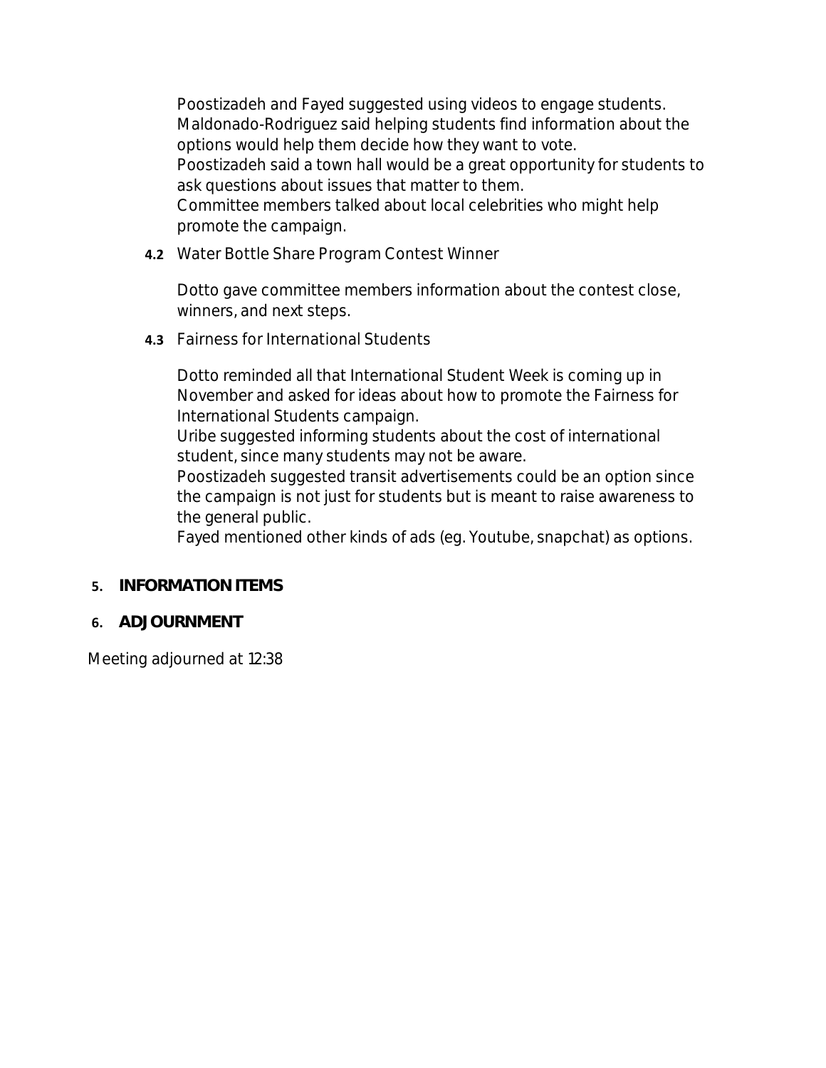Poostizadeh and Fayed suggested using videos to engage students.
Maldonado-Rodriguez said helping students find information about the options would help them decide how they want to vote.
Poostizadeh said a town hall would be a great opportunity for students to ask questions about issues that matter to them.
Committee members talked about local celebrities who might help promote the campaign.

**4.2** Water Bottle Share Program Contest Winner

Dotto gave committee members information about the contest close, winners, and next steps.

**4.3** Fairness for International Students

Dotto reminded all that International Student Week is coming up in November and asked for ideas about how to promote the Fairness for International Students campaign.
Uribe suggested informing students about the cost of international student, since many students may not be aware.
Poostizadeh suggested transit advertisements could be an option since the campaign is not just for students but is meant to raise awareness to the general public.
Fayed mentioned other kinds of ads (eg. Youtube, snapchat) as options.

## 5. INFORMATION ITEMS

## 6. ADJOURNMENT

Meeting adjourned at 12:38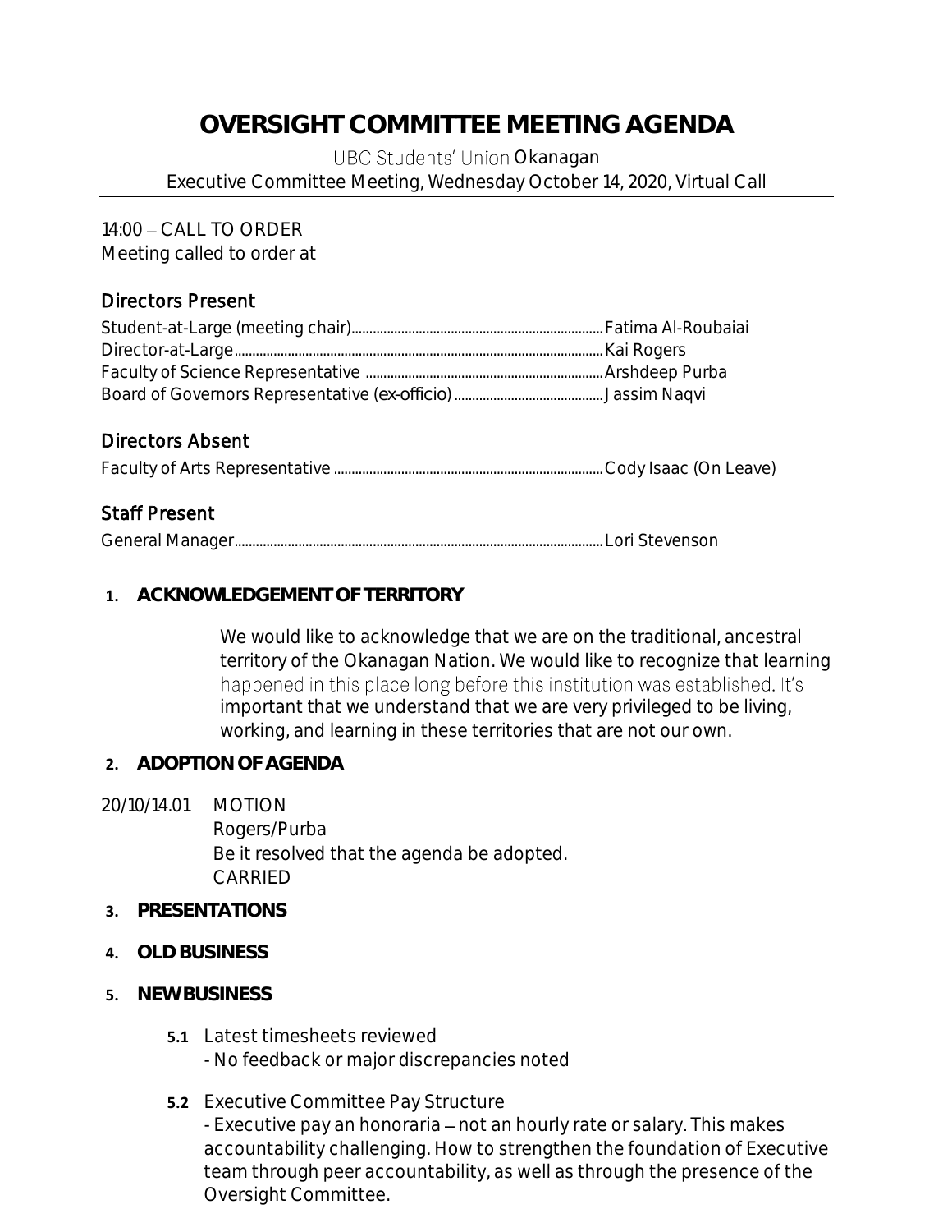# OVERSIGHT COMMITTEE MEETING AGENDA

UBC Students' Union Okanagan
Executive Committee Meeting, Wednesday October 14, 2020, Virtual Call

14:00 – CALL TO ORDER
Meeting called to order at

## Directors Present

Student-at-Large (meeting chair)........Fatima Al-Roubaiai
Director-at-Large........Kai Rogers
Faculty of Science Representative ........Arshdeep Purba
Board of Governors Representative (ex-officio)........Jassim Naqvi

## Directors Absent

Faculty of Arts Representative ........Cody Isaac (On Leave)

## Staff Present

General Manager........Lori Stevenson

1. **ACKNOWLEDGEMENT OF TERRITORY**

   We would like to acknowledge that we are on the traditional, ancestral territory of the Okanagan Nation. We would like to recognize that learning happened in this place long before this institution was established. It's important that we understand that we are very privileged to be living, working, and learning in these territories that are not our own.

2. **ADOPTION OF AGENDA**

20/10/14.01 MOTION
Rogers/Purba
Be it resolved that the agenda be adopted.
CARRIED

3. **PRESENTATIONS**

4. **OLD BUSINESS**

5. **NEW BUSINESS**

   **5.1** Latest timesheets reviewed
   - No feedback or major discrepancies noted

   **5.2** Executive Committee Pay Structure
   - Executive pay an honoraria – not an hourly rate or salary. This makes accountability challenging. How to strengthen the foundation of Executive team through peer accountability, as well as through the presence of the Oversight Committee.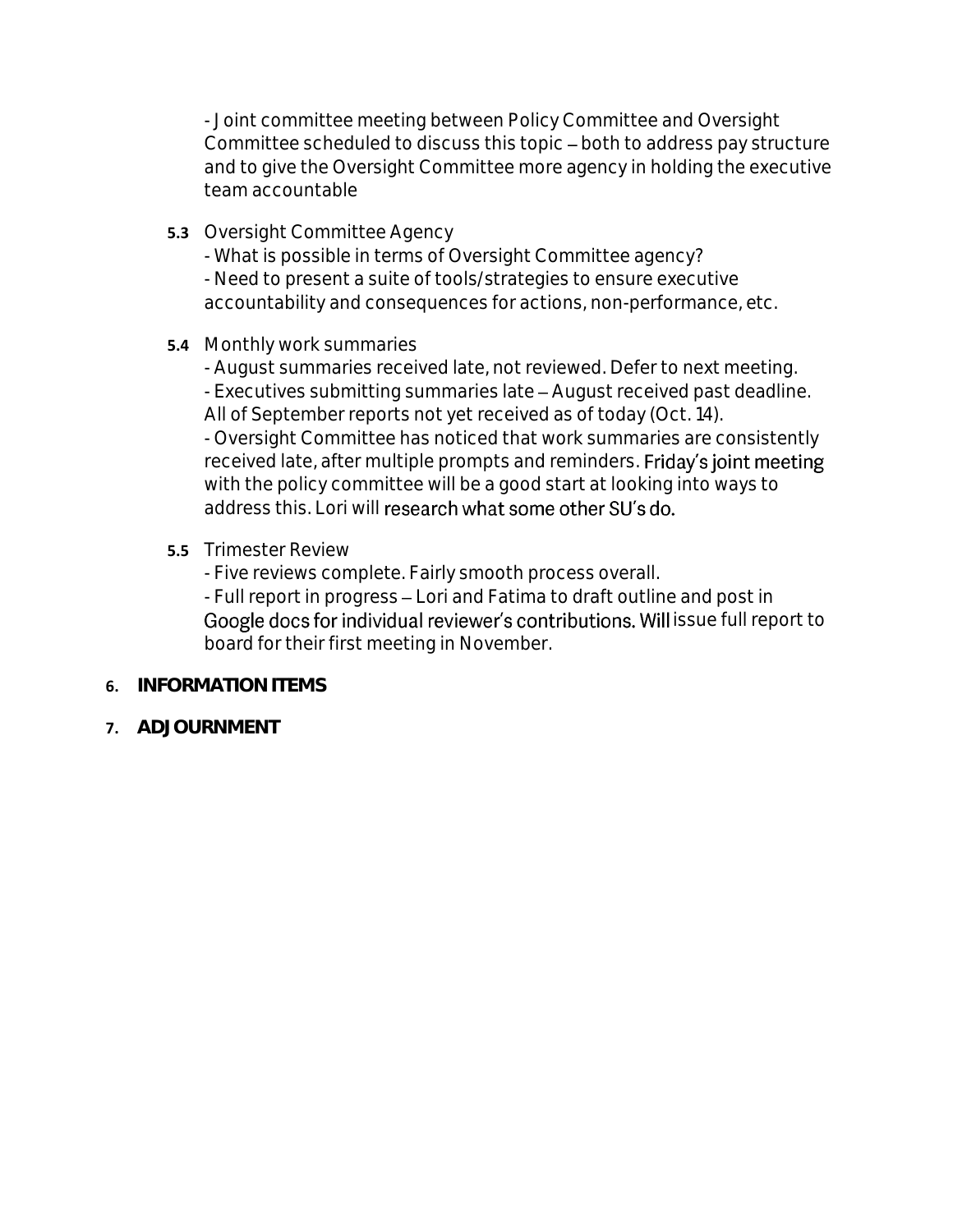- Joint committee meeting between Policy Committee and Oversight Committee scheduled to discuss this topic – both to address pay structure and to give the Oversight Committee more agency in holding the executive team accountable

**5.3** Oversight Committee Agency

- What is possible in terms of Oversight Committee agency?
- Need to present a suite of tools/strategies to ensure executive accountability and consequences for actions, non-performance, etc.

**5.4** Monthly work summaries

- August summaries received late, not reviewed. Defer to next meeting.
- Executives submitting summaries late – August received past deadline. All of September reports not yet received as of today (Oct. 14).
- Oversight Committee has noticed that work summaries are consistently received late, after multiple prompts and reminders. Friday's joint meeting with the policy committee will be a good start at looking into ways to address this. Lori will research what some other SU's do.

**5.5** Trimester Review

- Five reviews complete. Fairly smooth process overall.
- Full report in progress – Lori and Fatima to draft outline and post in Google docs for individual reviewer's contributions. Will issue full report to board for their first meeting in November.

## 6. INFORMATION ITEMS

## 7. ADJOURNMENT